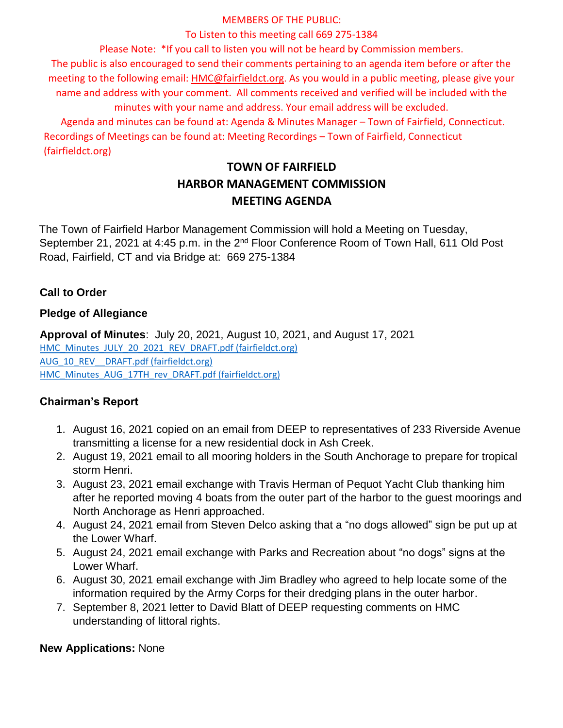MEMBERS OF THE PUBLIC:

To Listen to this meeting call 669 275-1384

Please Note: *If you call to listen you will not be heard by Commission members.

The public is also encouraged to send their comments pertaining to an agenda item before or after the meeting to the following email: HMC@fairfieldct.org. As you would in a public meeting, please give your name and address with your comment. All comments received and verified will be included with the minutes with your name and address. Your email address will be excluded.

Agenda and minutes can be found at: Agenda & Minutes Manager – Town of Fairfield, Connecticut. Recordings of Meetings can be found at: Meeting Recordings – Town of Fairfield, Connecticut (fairfieldct.org)

# TOWN OF FAIRFIELD
## HARBOR MANAGEMENT COMMISSION
## MEETING AGENDA

The Town of Fairfield Harbor Management Commission will hold a Meeting on Tuesday, September 21, 2021 at 4:45 p.m. in the 2nd Floor Conference Room of Town Hall, 611 Old Post Road, Fairfield, CT and via Bridge at: 669 275-1384

**Call to Order**

**Pledge of Allegiance**

**Approval of Minutes**: July 20, 2021, August 10, 2021, and August 17, 2021

HMC_Minutes_JULY_20_2021_REV_DRAFT.pdf (fairfieldct.org)
AUG_10_REV__DRAFT.pdf (fairfieldct.org)
HMC_Minutes_AUG_17TH_rev_DRAFT.pdf (fairfieldct.org)

**Chairman's Report**

1. August 16, 2021 copied on an email from DEEP to representatives of 233 Riverside Avenue transmitting a license for a new residential dock in Ash Creek.
2. August 19, 2021 email to all mooring holders in the South Anchorage to prepare for tropical storm Henri.
3. August 23, 2021 email exchange with Travis Herman of Pequot Yacht Club thanking him after he reported moving 4 boats from the outer part of the harbor to the guest moorings and North Anchorage as Henri approached.
4. August 24, 2021 email from Steven Delco asking that a "no dogs allowed" sign be put up at the Lower Wharf.
5. August 24, 2021 email exchange with Parks and Recreation about "no dogs" signs at the Lower Wharf.
6. August 30, 2021 email exchange with Jim Bradley who agreed to help locate some of the information required by the Army Corps for their dredging plans in the outer harbor.
7. September 8, 2021 letter to David Blatt of DEEP requesting comments on HMC understanding of littoral rights.

**New Applications:** None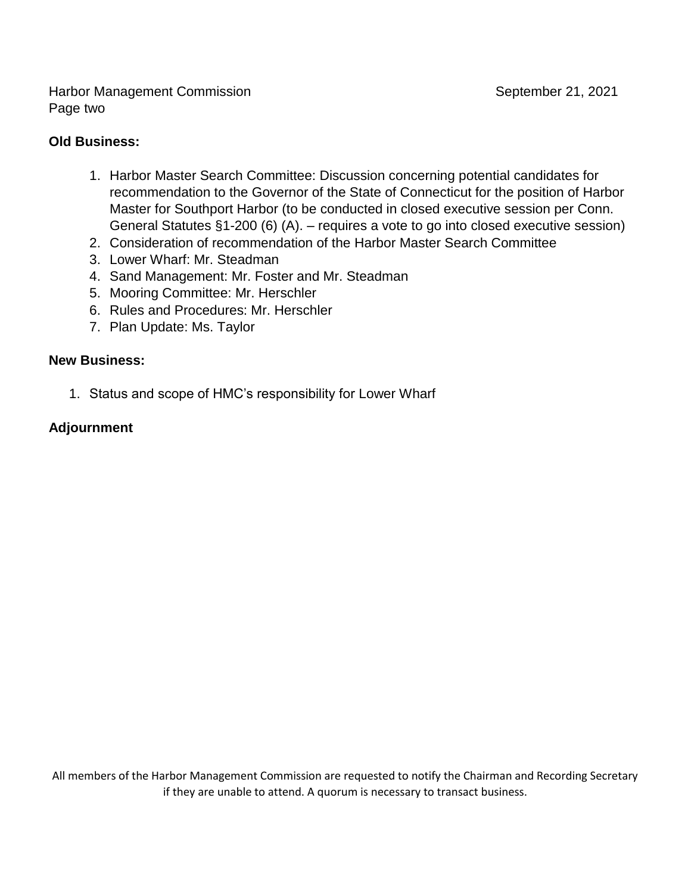## Old Business:

1. Harbor Master Search Committee: Discussion concerning potential candidates for recommendation to the Governor of the State of Connecticut for the position of Harbor Master for Southport Harbor (to be conducted in closed executive session per Conn. General Statutes §1-200 (6) (A). – requires a vote to go into closed executive session)
2. Consideration of recommendation of the Harbor Master Search Committee
3. Lower Wharf: Mr. Steadman
4. Sand Management: Mr. Foster and Mr. Steadman
5. Mooring Committee: Mr. Herschler
6. Rules and Procedures: Mr. Herschler
7. Plan Update: Ms. Taylor

## New Business:

1. Status and scope of HMC's responsibility for Lower Wharf

## Adjournment

All members of the Harbor Management Commission are requested to notify the Chairman and Recording Secretary if they are unable to attend. A quorum is necessary to transact business.